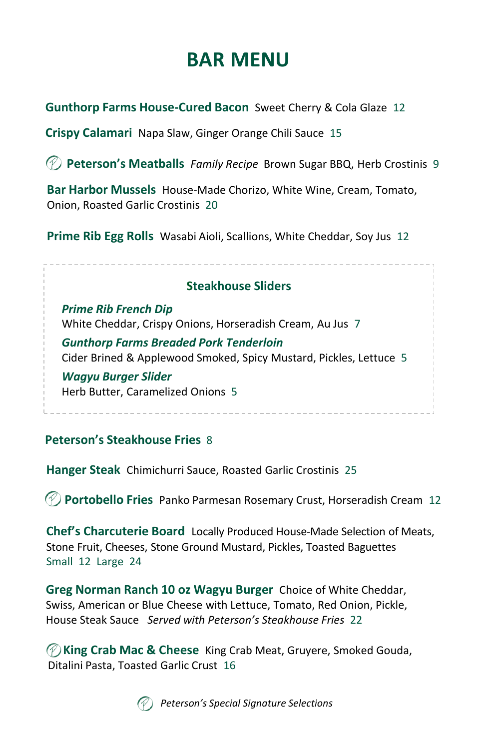# BAR MENU

**Gunthorp Farms House-Cured Bacon** Sweet Cherry & Cola Glaze 12

**Crispy Calamari** Napa Slaw, Ginger Orange Chili Sauce 15

**Peterson's Meatballs** *Family Recipe* Brown Sugar BBQ, Herb Crostinis 9

**Bar Harbor Mussels** House-Made Chorizo, White Wine, Cream, Tomato, Onion, Roasted Garlic Crostinis 20

**Prime Rib Egg Rolls** Wasabi Aioli, Scallions, White Cheddar, Soy Jus 12

## Steakhouse Sliders

***Prime Rib French Dip***
White Cheddar, Crispy Onions, Horseradish Cream, Au Jus 7

***Gunthorp Farms Breaded Pork Tenderloin***
Cider Brined & Applewood Smoked, Spicy Mustard, Pickles, Lettuce 5

***Wagyu Burger Slider***
Herb Butter, Caramelized Onions 5

**Peterson's Steakhouse Fries** 8

**Hanger Steak** Chimichurri Sauce, Roasted Garlic Crostinis 25

**Portobello Fries** Panko Parmesan Rosemary Crust, Horseradish Cream 12

**Chef's Charcuterie Board** Locally Produced House-Made Selection of Meats, Stone Fruit, Cheeses, Stone Ground Mustard, Pickles, Toasted Baguettes
Small 12 Large 24

**Greg Norman Ranch 10 oz Wagyu Burger** Choice of White Cheddar, Swiss, American or Blue Cheese with Lettuce, Tomato, Red Onion, Pickle, House Steak Sauce *Served with Peterson's Steakhouse Fries* 22

**King Crab Mac & Cheese** King Crab Meat, Gruyere, Smoked Gouda, Ditalini Pasta, Toasted Garlic Crust 16

*Peterson's Special Signature Selections*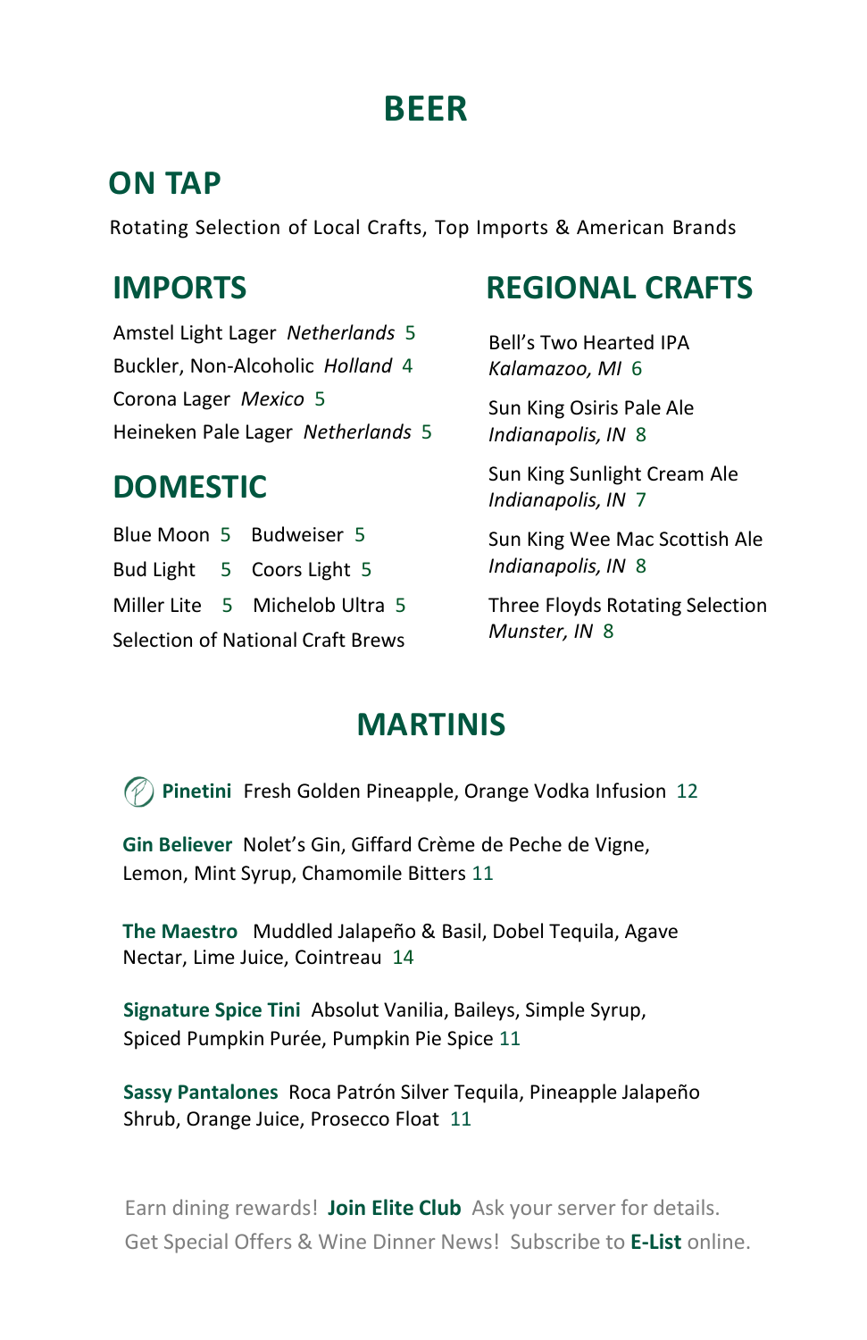# BEER

## ON TAP

Rotating Selection of Local Crafts, Top Imports & American Brands

## IMPORTS

Amstel Light Lager *Netherlands* 5
Buckler, Non-Alcoholic *Holland* 4
Corona Lager *Mexico* 5
Heineken Pale Lager *Netherlands* 5

## DOMESTIC

Blue Moon 5 Budweiser 5
Bud Light 5 Coors Light 5
Miller Lite 5 Michelob Ultra 5
Selection of National Craft Brews

## REGIONAL CRAFTS

Bell's Two Hearted IPA
*Kalamazoo, MI* 6

Sun King Osiris Pale Ale
*Indianapolis, IN* 8

Sun King Sunlight Cream Ale
*Indianapolis, IN* 7

Sun King Wee Mac Scottish Ale
*Indianapolis, IN* 8

Three Floyds Rotating Selection
*Munster, IN* 8

# MARTINIS

**Pinetini** Fresh Golden Pineapple, Orange Vodka Infusion 12

**Gin Believer** Nolet's Gin, Giffard Crème de Peche de Vigne, Lemon, Mint Syrup, Chamomile Bitters 11

**The Maestro** Muddled Jalapeño & Basil, Dobel Tequila, Agave Nectar, Lime Juice, Cointreau 14

**Signature Spice Tini** Absolut Vanilia, Baileys, Simple Syrup, Spiced Pumpkin Purée, Pumpkin Pie Spice 11

**Sassy Pantalones** Roca Patrón Silver Tequila, Pineapple Jalapeño Shrub, Orange Juice, Prosecco Float 11

Earn dining rewards! **Join Elite Club** Ask your server for details.
Get Special Offers & Wine Dinner News! Subscribe to **E-List** online.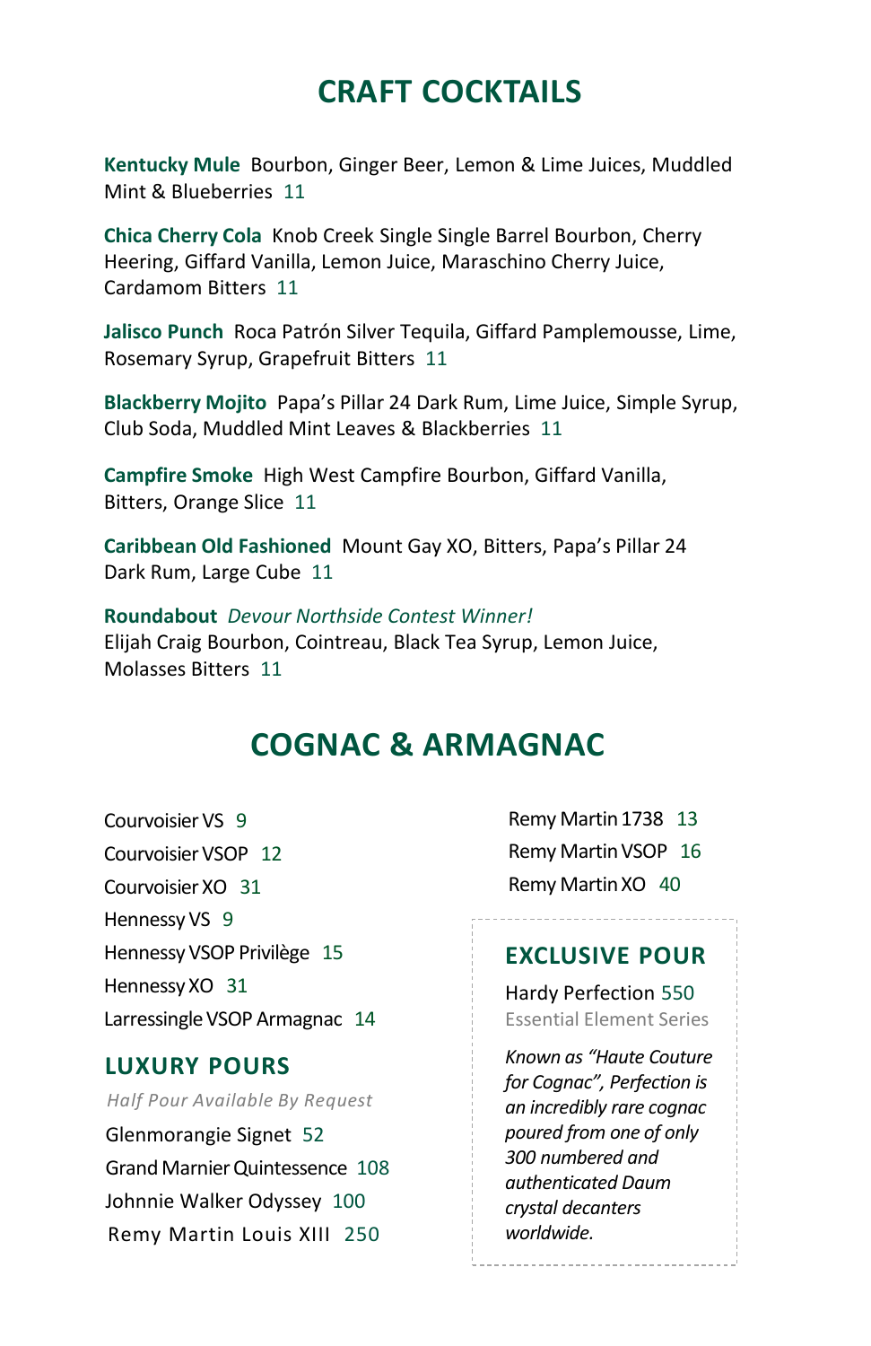# CRAFT COCKTAILS

**Kentucky Mule** Bourbon, Ginger Beer, Lemon & Lime Juices, Muddled Mint & Blueberries 11

**Chica Cherry Cola** Knob Creek Single Single Barrel Bourbon, Cherry Heering, Giffard Vanilla, Lemon Juice, Maraschino Cherry Juice, Cardamom Bitters 11

**Jalisco Punch** Roca Patrón Silver Tequila, Giffard Pamplemousse, Lime, Rosemary Syrup, Grapefruit Bitters 11

**Blackberry Mojito** Papa's Pillar 24 Dark Rum, Lime Juice, Simple Syrup, Club Soda, Muddled Mint Leaves & Blackberries 11

**Campfire Smoke** High West Campfire Bourbon, Giffard Vanilla, Bitters, Orange Slice 11

**Caribbean Old Fashioned** Mount Gay XO, Bitters, Papa's Pillar 24 Dark Rum, Large Cube 11

**Roundabout** *Devour Northside Contest Winner!*
Elijah Craig Bourbon, Cointreau, Black Tea Syrup, Lemon Juice, Molasses Bitters 11

# COGNAC & ARMAGNAC

Courvoisier VS 9
Courvoisier VSOP 12
Courvoisier XO 31
Hennessy VS 9
Hennessy VSOP Privilège 15
Hennessy XO 31
Larressingle VSOP Armagnac 14
Remy Martin 1738 13
Remy Martin VSOP 16
Remy Martin XO 40

## LUXURY POURS

*Half Pour Available By Request*

Glenmorangie Signet 52
Grand Marnier Quintessence 108
Johnnie Walker Odyssey 100
Remy Martin Louis XIII 250

## EXCLUSIVE POUR

Hardy Perfection 550
Essential Element Series

*Known as "Haute Couture for Cognac", Perfection is an incredibly rare cognac poured from one of only 300 numbered and authenticated Daum crystal decanters worldwide.*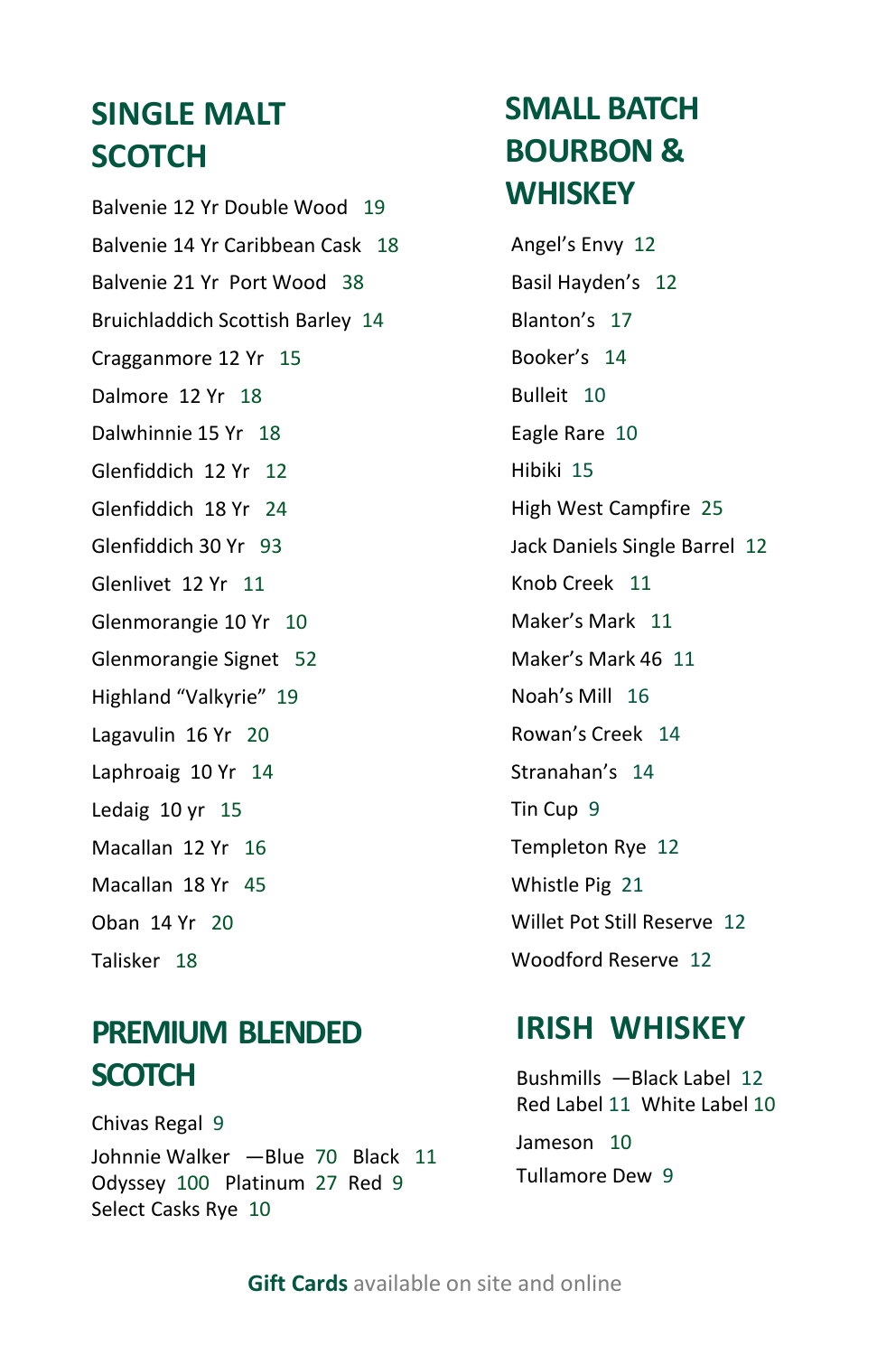## SINGLE MALT SCOTCH

Balvenie 12 Yr Double Wood 19

Balvenie 14 Yr Caribbean Cask 18

Balvenie 21 Yr Port Wood 38

Bruichladdich Scottish Barley 14

Cragganmore 12 Yr 15

Dalmore 12 Yr 18

Dalwhinnie 15 Yr 18

Glenfiddich 12 Yr 12

Glenfiddich 18 Yr 24

Glenfiddich 30 Yr 93

Glenlivet 12 Yr 11

Glenmorangie 10 Yr 10

Glenmorangie Signet 52

Highland "Valkyrie" 19

Lagavulin 16 Yr 20

Laphroaig 10 Yr 14

Ledaig 10 yr 15

Macallan 12 Yr 16

Macallan 18 Yr 45

Oban 14 Yr 20

Talisker 18

## PREMIUM BLENDED SCOTCH

Chivas Regal 9

Johnnie Walker —Blue 70 Black 11 Odyssey 100 Platinum 27 Red 9 Select Casks Rye 10

## SMALL BATCH BOURBON & WHISKEY

Angel's Envy 12

Basil Hayden's 12

Blanton's 17

Booker's 14

Bulleit 10

Eagle Rare 10

Hibiki 15

High West Campfire 25

Jack Daniels Single Barrel 12

Knob Creek 11

Maker's Mark 11

Maker's Mark 46 11

Noah's Mill 16

Rowan's Creek 14

Stranahan's 14

Tin Cup 9

Templeton Rye 12

Whistle Pig 21

Willet Pot Still Reserve 12

Woodford Reserve 12

## IRISH WHISKEY

Bushmills —Black Label 12 Red Label 11 White Label 10

Jameson 10

Tullamore Dew 9

**Gift Cards** available on site and online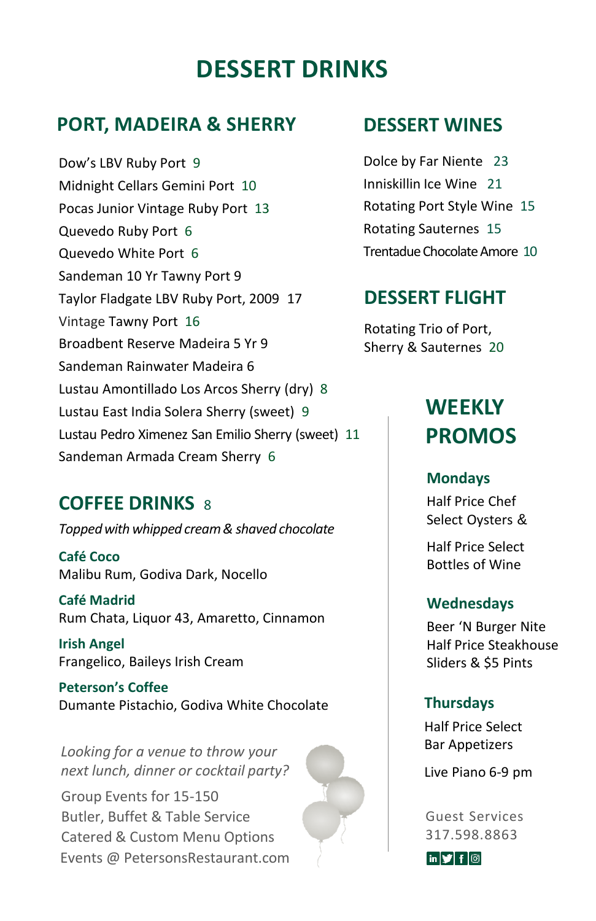# DESSERT DRINKS

## PORT, MADEIRA & SHERRY

Dow's LBV Ruby Port 9
Midnight Cellars Gemini Port 10
Pocas Junior Vintage Ruby Port 13
Quevedo Ruby Port 6
Quevedo White Port 6
Sandeman 10 Yr Tawny Port 9
Taylor Fladgate LBV Ruby Port, 2009 17
Vintage Tawny Port 16
Broadbent Reserve Madeira 5 Yr 9
Sandeman Rainwater Madeira 6
Lustau Amontillado Los Arcos Sherry (dry) 8
Lustau East India Solera Sherry (sweet) 9
Lustau Pedro Ximenez San Emilio Sherry (sweet) 11
Sandeman Armada Cream Sherry 6

## COFFEE DRINKS 8

*Topped with whipped cream & shaved chocolate*

**Café Coco**
Malibu Rum, Godiva Dark, Nocello

**Café Madrid**
Rum Chata, Liquor 43, Amaretto, Cinnamon

**Irish Angel**
Frangelico, Baileys Irish Cream

**Peterson's Coffee**
Dumante Pistachio, Godiva White Chocolate

*Looking for a venue to throw your next lunch, dinner or cocktail party?*

Group Events for 15-150
Butler, Buffet & Table Service
Catered & Custom Menu Options
Events @ PetersonsRestaurant.com

## DESSERT WINES

Dolce by Far Niente 23
Inniskillin Ice Wine 21
Rotating Port Style Wine 15
Rotating Sauternes 15
Trentadue Chocolate Amore 10

## DESSERT FLIGHT

Rotating Trio of Port, Sherry & Sauternes 20

## WEEKLY PROMOS

### Mondays

Half Price Chef Select Oysters &

Half Price Select Bottles of Wine

### Wednesdays

Beer 'N Burger Nite
Half Price Steakhouse Sliders & $5 Pints

### Thursdays

Half Price Select Bar Appetizers

Live Piano 6-9 pm

Guest Services
317.598.8863